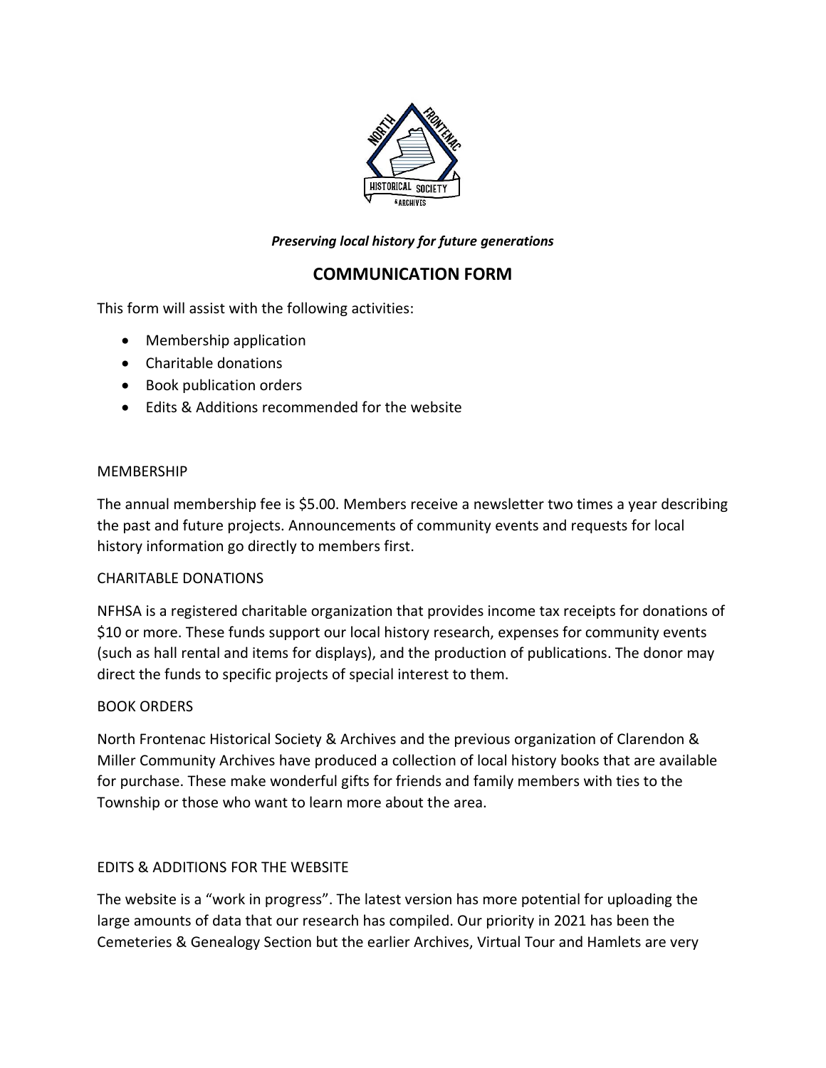*Preserving local history for future generations*

# COMMUNICATION FORM

This form will assist with the following activities:

- Membership application
- Charitable donations
- Book publication orders
- Edits & Additions recommended for the website

## MEMBERSHIP

The annual membership fee is $5.00. Members receive a newsletter two times a year describing the past and future projects. Announcements of community events and requests for local history information go directly to members first.

## CHARITABLE DONATIONS

NFHSA is a registered charitable organization that provides income tax receipts for donations of $10 or more. These funds support our local history research, expenses for community events (such as hall rental and items for displays), and the production of publications. The donor may direct the funds to specific projects of special interest to them.

## BOOK ORDERS

North Frontenac Historical Society & Archives and the previous organization of Clarendon & Miller Community Archives have produced a collection of local history books that are available for purchase. These make wonderful gifts for friends and family members with ties to the Township or those who want to learn more about the area.

## EDITS & ADDITIONS FOR THE WEBSITE

The website is a "work in progress". The latest version has more potential for uploading the large amounts of data that our research has compiled. Our priority in 2021 has been the Cemeteries & Genealogy Section but the earlier Archives, Virtual Tour and Hamlets are very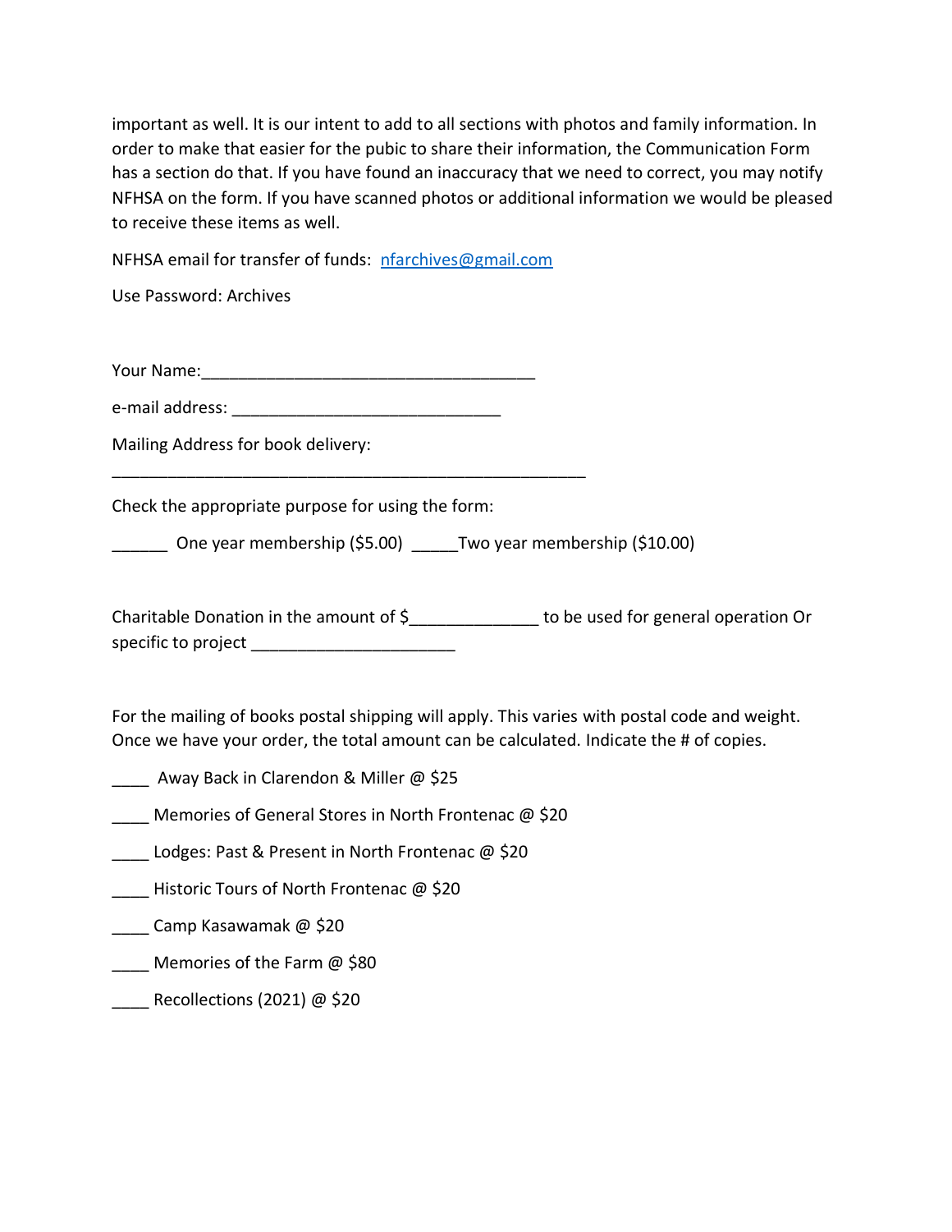important as well. It is our intent to add to all sections with photos and family information. In order to make that easier for the pubic to share their information, the Communication Form has a section do that. If you have found an inaccuracy that we need to correct, you may notify NFHSA on the form. If you have scanned photos or additional information we would be pleased to receive these items as well.

NFHSA email for transfer of funds: [nfarchives@gmail.com](mailto:nfarchives@gmail.com)

Use Password: Archives

Your Name:_____________________________________

e-mail address: ______________________________

Mailing Address for book delivery:

_____________________________________________________

Check the appropriate purpose for using the form:

______ One year membership ($5.00) _____Two year membership ($10.00)

Charitable Donation in the amount of $_____________ to be used for general operation Or specific to project _____________________

For the mailing of books postal shipping will apply. This varies with postal code and weight. Once we have your order, the total amount can be calculated. Indicate the # of copies.

____ Away Back in Clarendon & Miller @ $25

____ Memories of General Stores in North Frontenac @ $20

____ Lodges: Past & Present in North Frontenac @ $20

____ Historic Tours of North Frontenac @ $20

____ Camp Kasawamak @ $20

____ Memories of the Farm @ $80

____ Recollections (2021) @ $20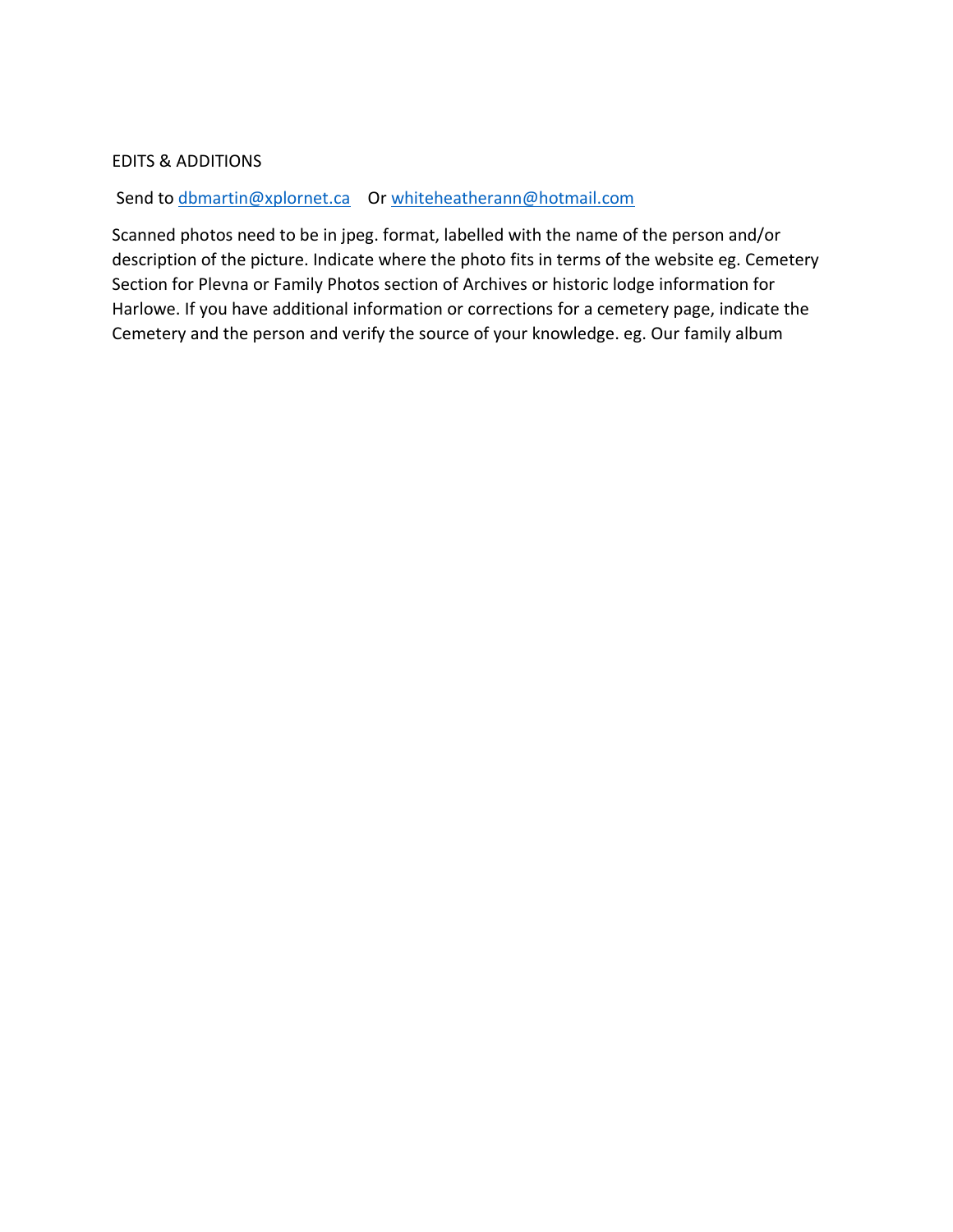EDITS & ADDITIONS

Send to dbmartin@xplornet.ca Or whiteheatherann@hotmail.com

Scanned photos need to be in jpeg. format, labelled with the name of the person and/or description of the picture. Indicate where the photo fits in terms of the website eg. Cemetery Section for Plevna or Family Photos section of Archives or historic lodge information for Harlowe. If you have additional information or corrections for a cemetery page, indicate the Cemetery and the person and verify the source of your knowledge. eg. Our family album